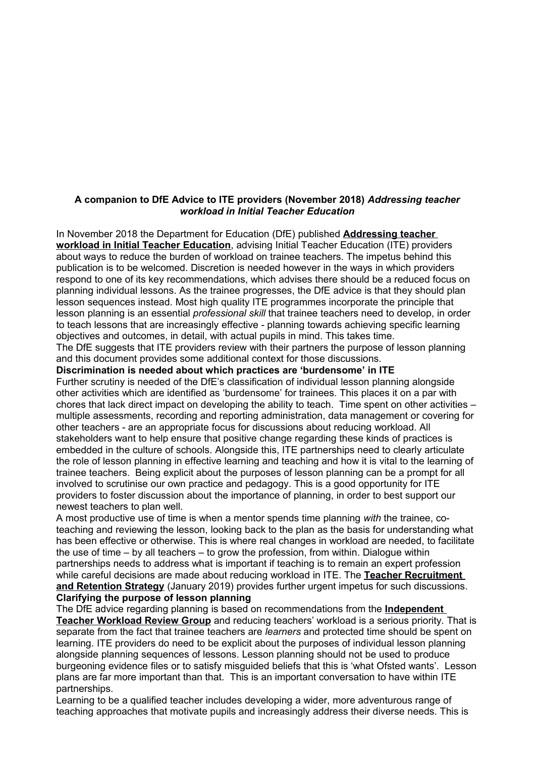**A companion to DfE Advice to ITE providers (November 2018)** ***Addressing teacher workload in Initial Teacher Education***

In November 2018 the Department for Education (DfE) published **Addressing teacher workload in Initial Teacher Education**, advising Initial Teacher Education (ITE) providers about ways to reduce the burden of workload on trainee teachers. The impetus behind this publication is to be welcomed. Discretion is needed however in the ways in which providers respond to one of its key recommendations, which advises there should be a reduced focus on planning individual lessons. As the trainee progresses, the DfE advice is that they should plan lesson sequences instead. Most high quality ITE programmes incorporate the principle that lesson planning is an essential *professional skill* that trainee teachers need to develop, in order to teach lessons that are increasingly effective - planning towards achieving specific learning objectives and outcomes, in detail, with actual pupils in mind. This takes time.

The DfE suggests that ITE providers review with their partners the purpose of lesson planning and this document provides some additional context for those discussions.

**Discrimination is needed about which practices are 'burdensome' in ITE**

Further scrutiny is needed of the DfE's classification of individual lesson planning alongside other activities which are identified as 'burdensome' for trainees. This places it on a par with chores that lack direct impact on developing the ability to teach. Time spent on other activities – multiple assessments, recording and reporting administration, data management or covering for other teachers - are an appropriate focus for discussions about reducing workload. All stakeholders want to help ensure that positive change regarding these kinds of practices is embedded in the culture of schools. Alongside this, ITE partnerships need to clearly articulate the role of lesson planning in effective learning and teaching and how it is vital to the learning of trainee teachers. Being explicit about the purposes of lesson planning can be a prompt for all involved to scrutinise our own practice and pedagogy. This is a good opportunity for ITE providers to foster discussion about the importance of planning, in order to best support our newest teachers to plan well.

A most productive use of time is when a mentor spends time planning *with* the trainee, co-teaching and reviewing the lesson, looking back to the plan as the basis for understanding what has been effective or otherwise. This is where real changes in workload are needed, to facilitate the use of time – by all teachers – to grow the profession, from within. Dialogue within partnerships needs to address what is important if teaching is to remain an expert profession while careful decisions are made about reducing workload in ITE. The **Teacher Recruitment and Retention Strategy** (January 2019) provides further urgent impetus for such discussions.

**Clarifying the purpose of lesson planning**

The DfE advice regarding planning is based on recommendations from the **Independent Teacher Workload Review Group** and reducing teachers' workload is a serious priority. That is separate from the fact that trainee teachers are *learners* and protected time should be spent on learning. ITE providers do need to be explicit about the purposes of individual lesson planning alongside planning sequences of lessons. Lesson planning should not be used to produce burgeoning evidence files or to satisfy misguided beliefs that this is 'what Ofsted wants'. Lesson plans are far more important than that. This is an important conversation to have within ITE partnerships.

Learning to be a qualified teacher includes developing a wider, more adventurous range of teaching approaches that motivate pupils and increasingly address their diverse needs. This is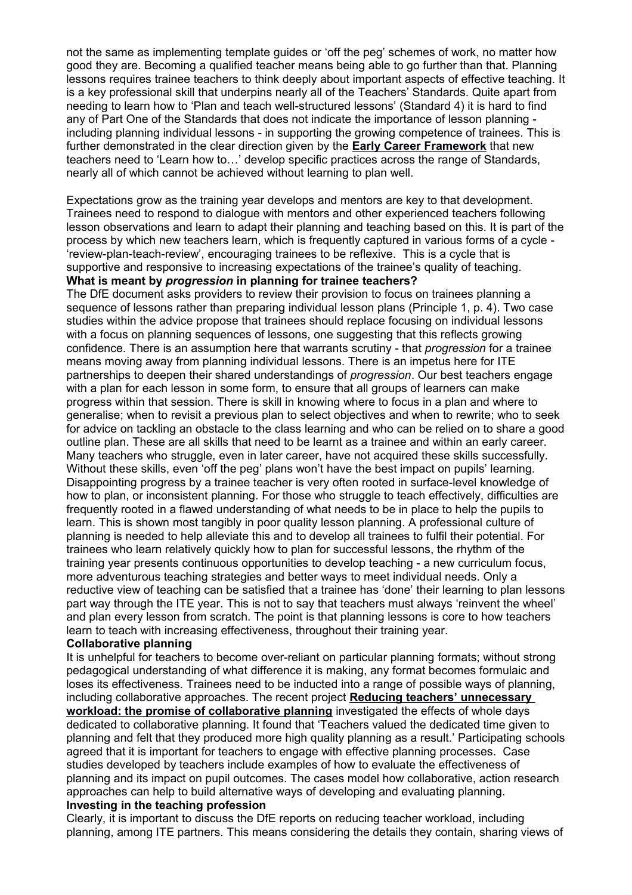not the same as implementing template guides or 'off the peg' schemes of work, no matter how good they are. Becoming a qualified teacher means being able to go further than that. Planning lessons requires trainee teachers to think deeply about important aspects of effective teaching. It is a key professional skill that underpins nearly all of the Teachers' Standards. Quite apart from needing to learn how to 'Plan and teach well-structured lessons' (Standard 4) it is hard to find any of Part One of the Standards that does not indicate the importance of lesson planning - including planning individual lessons - in supporting the growing competence of trainees. This is further demonstrated in the clear direction given by the **Early Career Framework** that new teachers need to 'Learn how to…' develop specific practices across the range of Standards, nearly all of which cannot be achieved without learning to plan well.

Expectations grow as the training year develops and mentors are key to that development. Trainees need to respond to dialogue with mentors and other experienced teachers following lesson observations and learn to adapt their planning and teaching based on this. It is part of the process by which new teachers learn, which is frequently captured in various forms of a cycle - 'review-plan-teach-review', encouraging trainees to be reflexive. This is a cycle that is supportive and responsive to increasing expectations of the trainee's quality of teaching.

### What is meant by *progression* in planning for trainee teachers?

The DfE document asks providers to review their provision to focus on trainees planning a sequence of lessons rather than preparing individual lesson plans (Principle 1, p. 4). Two case studies within the advice propose that trainees should replace focusing on individual lessons with a focus on planning sequences of lessons, one suggesting that this reflects growing confidence. There is an assumption here that warrants scrutiny - that *progression* for a trainee means moving away from planning individual lessons. There is an impetus here for ITE partnerships to deepen their shared understandings of *progression*. Our best teachers engage with a plan for each lesson in some form, to ensure that all groups of learners can make progress within that session. There is skill in knowing where to focus in a plan and where to generalise; when to revisit a previous plan to select objectives and when to rewrite; who to seek for advice on tackling an obstacle to the class learning and who can be relied on to share a good outline plan. These are all skills that need to be learnt as a trainee and within an early career. Many teachers who struggle, even in later career, have not acquired these skills successfully. Without these skills, even 'off the peg' plans won't have the best impact on pupils' learning. Disappointing progress by a trainee teacher is very often rooted in surface-level knowledge of how to plan, or inconsistent planning. For those who struggle to teach effectively, difficulties are frequently rooted in a flawed understanding of what needs to be in place to help the pupils to learn. This is shown most tangibly in poor quality lesson planning. A professional culture of planning is needed to help alleviate this and to develop all trainees to fulfil their potential. For trainees who learn relatively quickly how to plan for successful lessons, the rhythm of the training year presents continuous opportunities to develop teaching - a new curriculum focus, more adventurous teaching strategies and better ways to meet individual needs. Only a reductive view of teaching can be satisfied that a trainee has 'done' their learning to plan lessons part way through the ITE year. This is not to say that teachers must always 'reinvent the wheel' and plan every lesson from scratch. The point is that planning lessons is core to how teachers learn to teach with increasing effectiveness, throughout their training year.

### Collaborative planning

It is unhelpful for teachers to become over-reliant on particular planning formats; without strong pedagogical understanding of what difference it is making, any format becomes formulaic and loses its effectiveness. Trainees need to be inducted into a range of possible ways of planning, including collaborative approaches. The recent project **Reducing teachers' unnecessary workload: the promise of collaborative planning** investigated the effects of whole days dedicated to collaborative planning. It found that 'Teachers valued the dedicated time given to planning and felt that they produced more high quality planning as a result.' Participating schools agreed that it is important for teachers to engage with effective planning processes. Case studies developed by teachers include examples of how to evaluate the effectiveness of planning and its impact on pupil outcomes. The cases model how collaborative, action research approaches can help to build alternative ways of developing and evaluating planning.

### Investing in the teaching profession

Clearly, it is important to discuss the DfE reports on reducing teacher workload, including planning, among ITE partners. This means considering the details they contain, sharing views of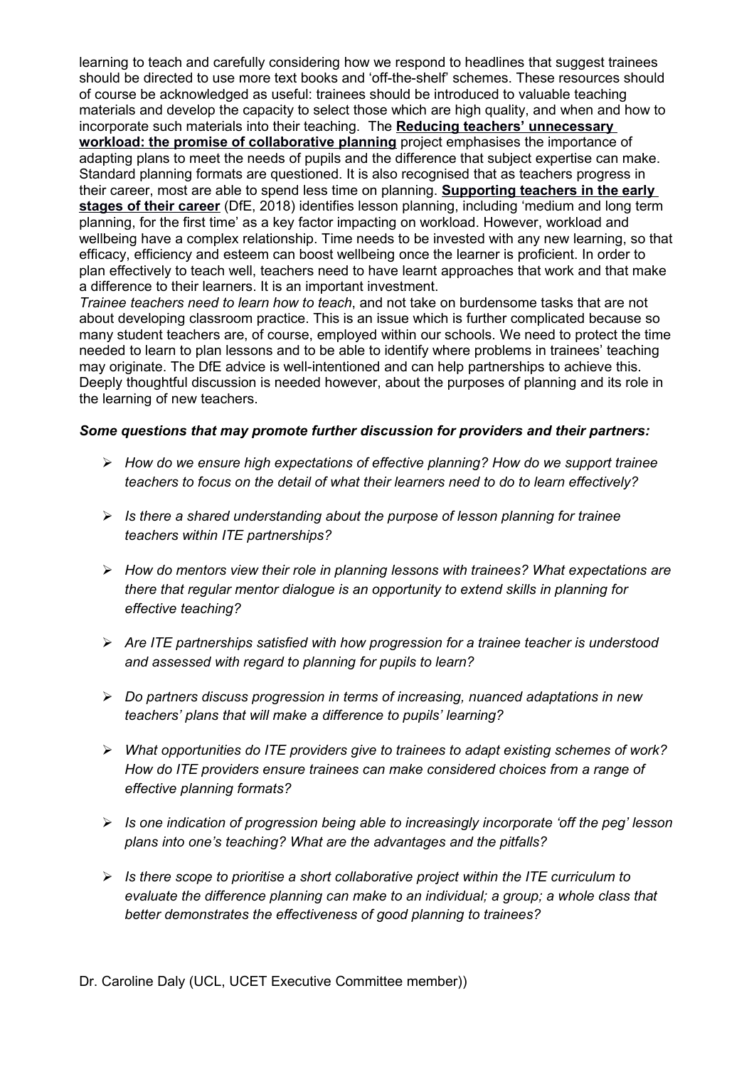learning to teach and carefully considering how we respond to headlines that suggest trainees should be directed to use more text books and 'off-the-shelf' schemes. These resources should of course be acknowledged as useful: trainees should be introduced to valuable teaching materials and develop the capacity to select those which are high quality, and when and how to incorporate such materials into their teaching. The **Reducing teachers' unnecessary workload: the promise of collaborative planning** project emphasises the importance of adapting plans to meet the needs of pupils and the difference that subject expertise can make. Standard planning formats are questioned. It is also recognised that as teachers progress in their career, most are able to spend less time on planning. **Supporting teachers in the early stages of their career** (DfE, 2018) identifies lesson planning, including 'medium and long term planning, for the first time' as a key factor impacting on workload. However, workload and wellbeing have a complex relationship. Time needs to be invested with any new learning, so that efficacy, efficiency and esteem can boost wellbeing once the learner is proficient. In order to plan effectively to teach well, teachers need to have learnt approaches that work and that make a difference to their learners. It is an important investment.

*Trainee teachers need to learn how to teach*, and not take on burdensome tasks that are not about developing classroom practice. This is an issue which is further complicated because so many student teachers are, of course, employed within our schools. We need to protect the time needed to learn to plan lessons and to be able to identify where problems in trainees' teaching may originate. The DfE advice is well-intentioned and can help partnerships to achieve this. Deeply thoughtful discussion is needed however, about the purposes of planning and its role in the learning of new teachers.

***Some questions that may promote further discussion for providers and their partners:***

- *How do we ensure high expectations of effective planning? How do we support trainee teachers to focus on the detail of what their learners need to do to learn effectively?*
- *Is there a shared understanding about the purpose of lesson planning for trainee teachers within ITE partnerships?*
- *How do mentors view their role in planning lessons with trainees? What expectations are there that regular mentor dialogue is an opportunity to extend skills in planning for effective teaching?*
- *Are ITE partnerships satisfied with how progression for a trainee teacher is understood and assessed with regard to planning for pupils to learn?*
- *Do partners discuss progression in terms of increasing, nuanced adaptations in new teachers' plans that will make a difference to pupils' learning?*
- *What opportunities do ITE providers give to trainees to adapt existing schemes of work? How do ITE providers ensure trainees can make considered choices from a range of effective planning formats?*
- *Is one indication of progression being able to increasingly incorporate 'off the peg' lesson plans into one's teaching? What are the advantages and the pitfalls?*
- *Is there scope to prioritise a short collaborative project within the ITE curriculum to evaluate the difference planning can make to an individual; a group; a whole class that better demonstrates the effectiveness of good planning to trainees?*

Dr. Caroline Daly (UCL, UCET Executive Committee member))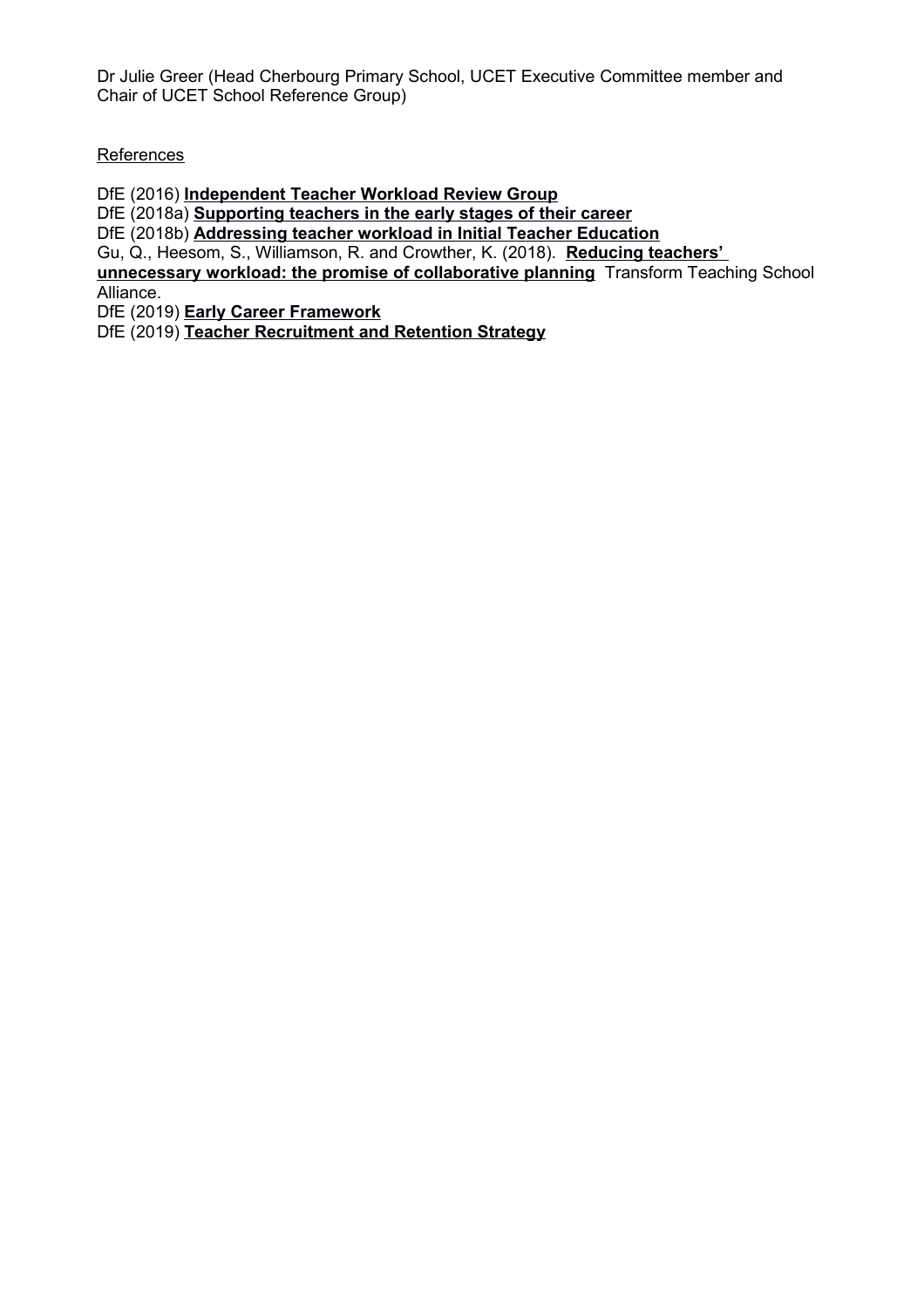Dr Julie Greer (Head Cherbourg Primary School, UCET Executive Committee member and Chair of UCET School Reference Group)

References

DfE (2016) **Independent Teacher Workload Review Group**
DfE (2018a) **Supporting teachers in the early stages of their career**
DfE (2018b) **Addressing teacher workload in Initial Teacher Education**
Gu, Q., Heesom, S., Williamson, R. and Crowther, K. (2018). **Reducing teachers' unnecessary workload: the promise of collaborative planning** Transform Teaching School Alliance.
DfE (2019) **Early Career Framework**
DfE (2019) **Teacher Recruitment and Retention Strategy**